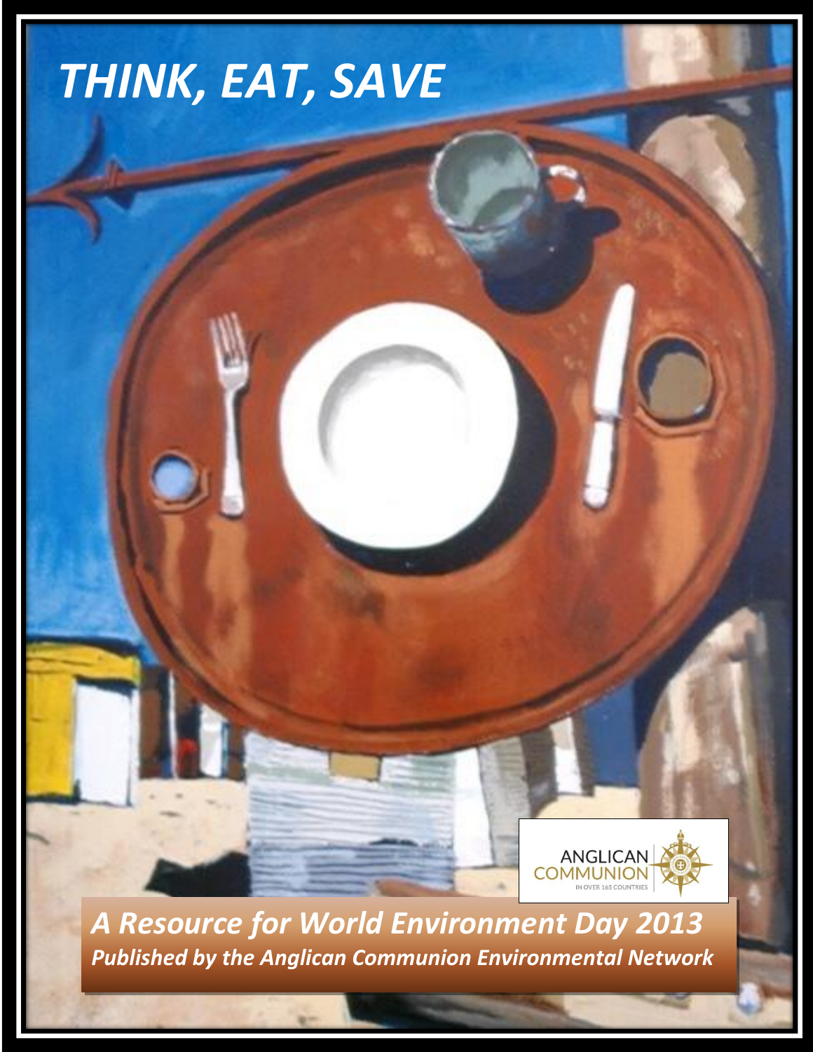# *THINK, EAT, SAVE*

ANGLICAN COMMUNION
IN OVER 165 COUNTRIES

***A Resource for World Environment Day 2013***

***Published by the Anglican Communion Environmental Network***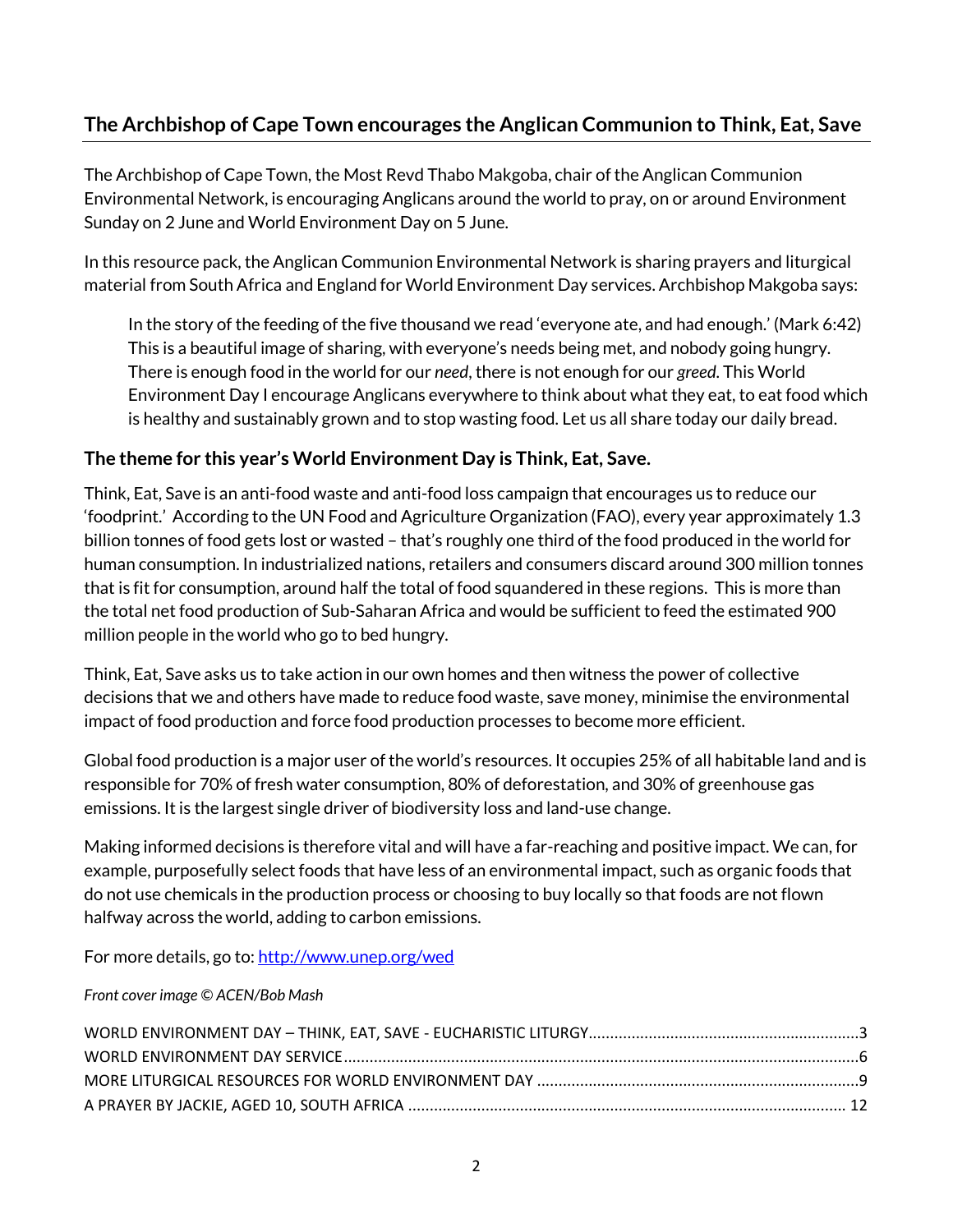## The Archbishop of Cape Town encourages the Anglican Communion to Think, Eat, Save

The Archbishop of Cape Town, the Most Revd Thabo Makgoba, chair of the Anglican Communion Environmental Network, is encouraging Anglicans around the world to pray, on or around Environment Sunday on 2 June and World Environment Day on 5 June.

In this resource pack, the Anglican Communion Environmental Network is sharing prayers and liturgical material from South Africa and England for World Environment Day services. Archbishop Makgoba says:

> In the story of the feeding of the five thousand we read 'everyone ate, and had enough.' (Mark 6:42) This is a beautiful image of sharing, with everyone's needs being met, and nobody going hungry. There is enough food in the world for our *need*, there is not enough for our *greed*. This World Environment Day I encourage Anglicans everywhere to think about what they eat, to eat food which is healthy and sustainably grown and to stop wasting food. Let us all share today our daily bread.

### The theme for this year's World Environment Day is Think, Eat, Save.

Think, Eat, Save is an anti-food waste and anti-food loss campaign that encourages us to reduce our 'foodprint.' According to the UN Food and Agriculture Organization (FAO), every year approximately 1.3 billion tonnes of food gets lost or wasted – that's roughly one third of the food produced in the world for human consumption. In industrialized nations, retailers and consumers discard around 300 million tonnes that is fit for consumption, around half the total of food squandered in these regions. This is more than the total net food production of Sub-Saharan Africa and would be sufficient to feed the estimated 900 million people in the world who go to bed hungry.

Think, Eat, Save asks us to take action in our own homes and then witness the power of collective decisions that we and others have made to reduce food waste, save money, minimise the environmental impact of food production and force food production processes to become more efficient.

Global food production is a major user of the world's resources. It occupies 25% of all habitable land and is responsible for 70% of fresh water consumption, 80% of deforestation, and 30% of greenhouse gas emissions. It is the largest single driver of biodiversity loss and land-use change.

Making informed decisions is therefore vital and will have a far-reaching and positive impact. We can, for example, purposefully select foods that have less of an environmental impact, such as organic foods that do not use chemicals in the production process or choosing to buy locally so that foods are not flown halfway across the world, adding to carbon emissions.

For more details, go to: [http://www.unep.org/wed](http://www.unep.org/wed)

*Front cover image © ACEN/Bob Mash*

WORLD ENVIRONMENT DAY – THINK, EAT, SAVE - EUCHARISTIC LITURGY.............3
WORLD ENVIRONMENT DAY SERVICE.............6
MORE LITURGICAL RESOURCES FOR WORLD ENVIRONMENT DAY.............9
A PRAYER BY JACKIE, AGED 10, SOUTH AFRICA.............12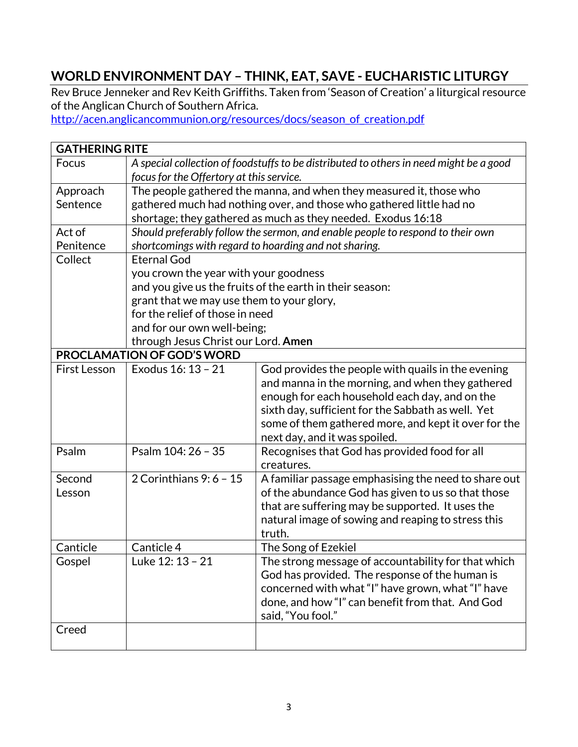## WORLD ENVIRONMENT DAY – THINK, EAT, SAVE - EUCHARISTIC LITURGY

Rev Bruce Jenneker and Rev Keith Griffiths. Taken from 'Season of Creation' a liturgical resource of the Anglican Church of Southern Africa.
http://acen.anglicancommunion.org/resources/docs/season_of_creation.pdf

| **GATHERING RITE** | | |
|---|---|---|
| Focus | *A special collection of foodstuffs to be distributed to others in need might be a good focus for the Offertory at this service.* | |
| Approach Sentence | The people gathered the manna, and when they measured it, those who gathered much had nothing over, and those who gathered little had no shortage; they gathered as much as they needed. Exodus 16:18 | |
| Act of Penitence | *Should preferably follow the sermon, and enable people to respond to their own shortcomings with regard to hoarding and not sharing.* | |
| Collect | Eternal God<br>you crown the year with your goodness<br>and you give us the fruits of the earth in their season:<br>grant that we may use them to your glory,<br>for the relief of those in need<br>and for our own well-being;<br>through Jesus Christ our Lord. **Amen** | |
| **PROCLAMATION OF GOD'S WORD** | | |
| First Lesson | Exodus 16: 13 – 21 | God provides the people with quails in the evening and manna in the morning, and when they gathered enough for each household each day, and on the sixth day, sufficient for the Sabbath as well. Yet some of them gathered more, and kept it over for the next day, and it was spoiled. |
| Psalm | Psalm 104: 26 – 35 | Recognises that God has provided food for all creatures. |
| Second Lesson | 2 Corinthians 9: 6 – 15 | A familiar passage emphasising the need to share out of the abundance God has given to us so that those that are suffering may be supported. It uses the natural image of sowing and reaping to stress this truth. |
| Canticle | Canticle 4 | The Song of Ezekiel |
| Gospel | Luke 12: 13 – 21 | The strong message of accountability for that which God has provided. The response of the human is concerned with what "I" have grown, what "I" have done, and how "I" can benefit from that. And God said, "You fool." |
| Creed | | |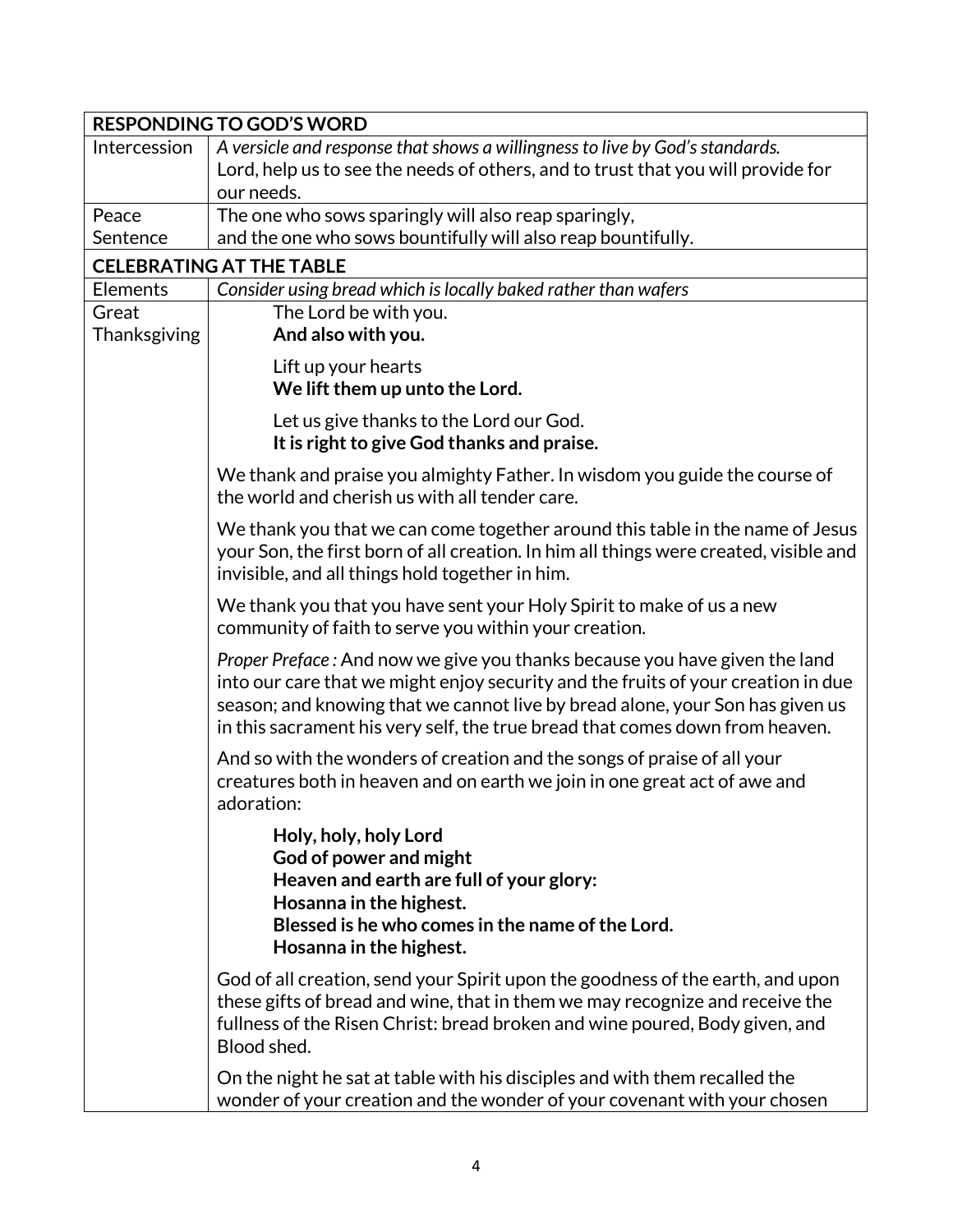| RESPONDING TO GOD'S WORD | |
|---|---|
| Intercession | *A versicle and response that shows a willingness to live by God's standards.*<br>Lord, help us to see the needs of others, and to trust that you will provide for our needs. |
| Peace Sentence | The one who sows sparingly will also reap sparingly,<br>and the one who sows bountifully will also reap bountifully. |
| **CELEBRATING AT THE TABLE** | |
| Elements | *Consider using bread which is locally baked rather than wafers* |
| Great Thanksgiving | The Lord be with you.<br>**And also with you.**<br><br>Lift up your hearts<br>**We lift them up unto the Lord.**<br><br>Let us give thanks to the Lord our God.<br>**It is right to give God thanks and praise.**<br><br>We thank and praise you almighty Father. In wisdom you guide the course of the world and cherish us with all tender care.<br><br>We thank you that we can come together around this table in the name of Jesus your Son, the first born of all creation. In him all things were created, visible and invisible, and all things hold together in him.<br><br>We thank you that you have sent your Holy Spirit to make of us a new community of faith to serve you within your creation.<br><br>*Proper Preface :* And now we give you thanks because you have given the land into our care that we might enjoy security and the fruits of your creation in due season; and knowing that we cannot live by bread alone, your Son has given us in this sacrament his very self, the true bread that comes down from heaven.<br><br>And so with the wonders of creation and the songs of praise of all your creatures both in heaven and on earth we join in one great act of awe and adoration:<br><br>**Holy, holy, holy Lord**<br>**God of power and might**<br>**Heaven and earth are full of your glory:**<br>**Hosanna in the highest.**<br>**Blessed is he who comes in the name of the Lord.**<br>**Hosanna in the highest.**<br><br>God of all creation, send your Spirit upon the goodness of the earth, and upon these gifts of bread and wine, that in them we may recognize and receive the fullness of the Risen Christ: bread broken and wine poured, Body given, and Blood shed.<br><br>On the night he sat at table with his disciples and with them recalled the wonder of your creation and the wonder of your covenant with your chosen |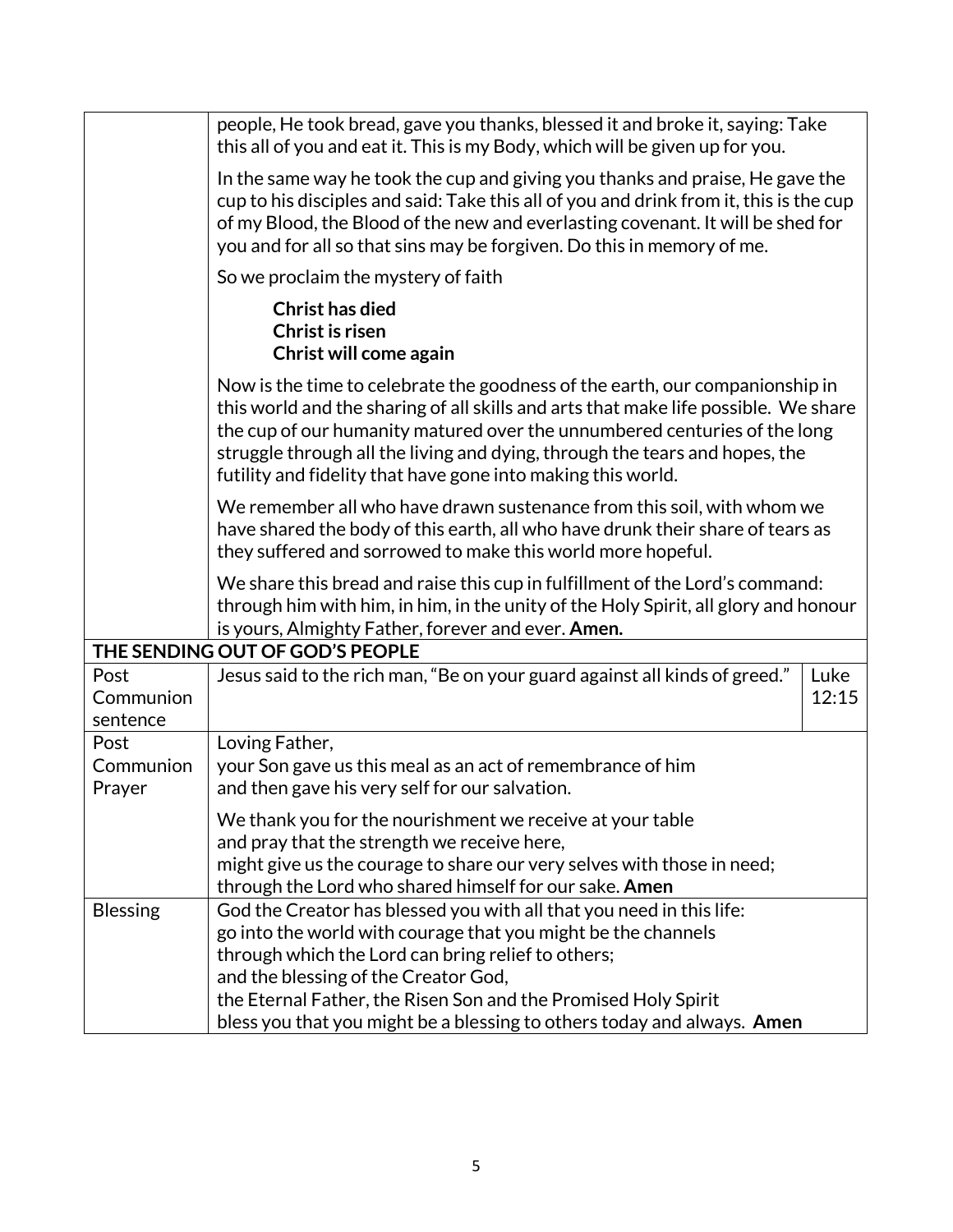| | | |
|---|---|---|
| | people, He took bread, gave you thanks, blessed it and broke it, saying: Take this all of you and eat it. This is my Body, which will be given up for you.<br><br>In the same way he took the cup and giving you thanks and praise, He gave the cup to his disciples and said: Take this all of you and drink from it, this is the cup of my Blood, the Blood of the new and everlasting covenant. It will be shed for you and for all so that sins may be forgiven. Do this in memory of me.<br><br>So we proclaim the mystery of faith<br><br>**Christ has died**<br>**Christ is risen**<br>**Christ will come again**<br><br>Now is the time to celebrate the goodness of the earth, our companionship in this world and the sharing of all skills and arts that make life possible. We share the cup of our humanity matured over the unnumbered centuries of the long struggle through all the living and dying, through the tears and hopes, the futility and fidelity that have gone into making this world.<br><br>We remember all who have drawn sustenance from this soil, with whom we have shared the body of this earth, all who have drunk their share of tears as they suffered and sorrowed to make this world more hopeful.<br><br>We share this bread and raise this cup in fulfillment of the Lord's command: through him with him, in him, in the unity of the Holy Spirit, all glory and honour is yours, Almighty Father, forever and ever. **Amen.** | |
| **THE SENDING OUT OF GOD'S PEOPLE** | | |
| Post Communion sentence | Jesus said to the rich man, "Be on your guard against all kinds of greed." | Luke 12:15 |
| Post Communion Prayer | Loving Father,<br>your Son gave us this meal as an act of remembrance of him<br>and then gave his very self for our salvation.<br><br>We thank you for the nourishment we receive at your table<br>and pray that the strength we receive here,<br>might give us the courage to share our very selves with those in need;<br>through the Lord who shared himself for our sake. **Amen** | |
| Blessing | God the Creator has blessed you with all that you need in this life:<br>go into the world with courage that you might be the channels<br>through which the Lord can bring relief to others;<br>and the blessing of the Creator God,<br>the Eternal Father, the Risen Son and the Promised Holy Spirit<br>bless you that you might be a blessing to others today and always. **Amen** | |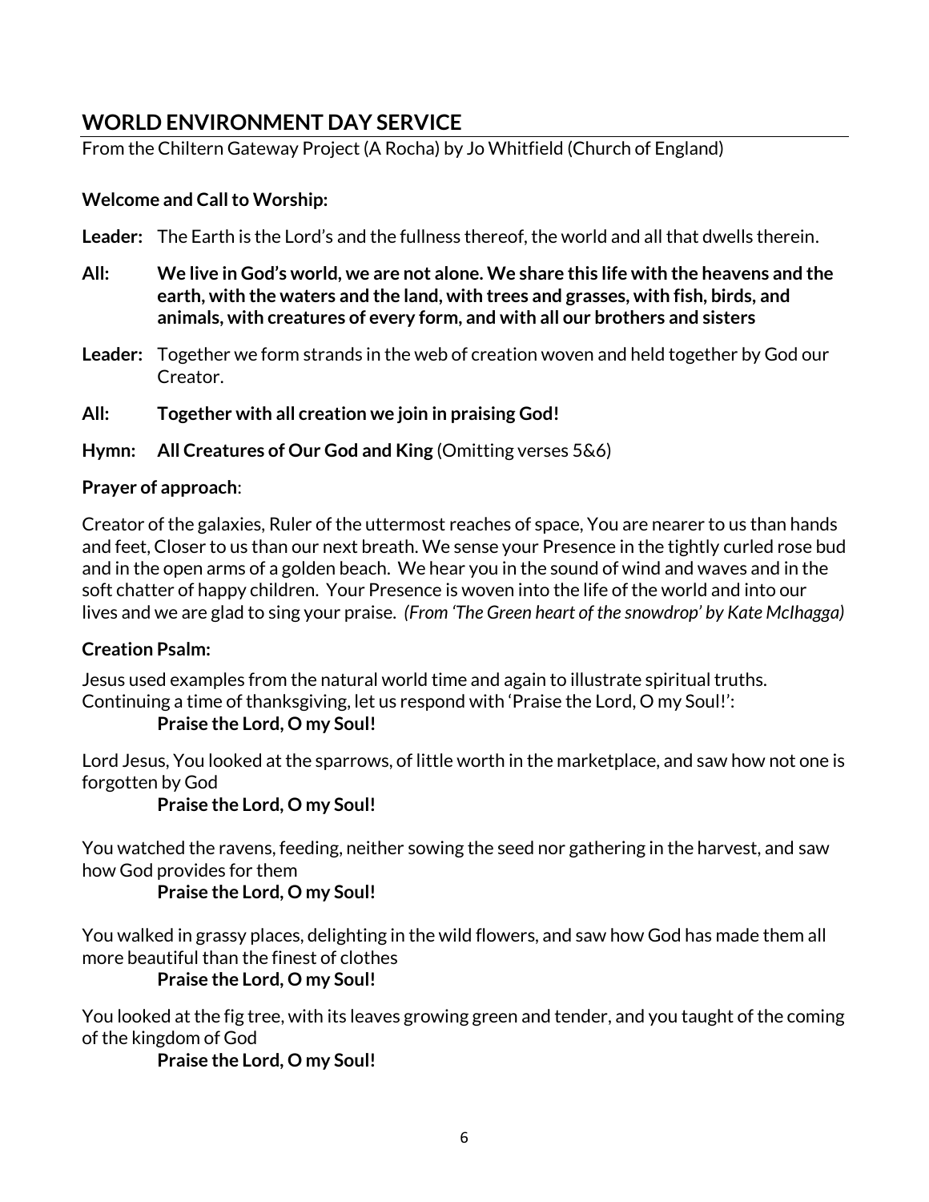## WORLD ENVIRONMENT DAY SERVICE

From the Chiltern Gateway Project (A Rocha) by Jo Whitfield (Church of England)

**Welcome and Call to Worship:**

**Leader:** The Earth is the Lord's and the fullness thereof, the world and all that dwells therein.

**All: We live in God's world, we are not alone. We share this life with the heavens and the earth, with the waters and the land, with trees and grasses, with fish, birds, and animals, with creatures of every form, and with all our brothers and sisters**

**Leader:** Together we form strands in the web of creation woven and held together by God our Creator.

**All: Together with all creation we join in praising God!**

**Hymn: All Creatures of Our God and King** (Omitting verses 5&6)

**Prayer of approach**:

Creator of the galaxies, Ruler of the uttermost reaches of space, You are nearer to us than hands and feet, Closer to us than our next breath. We sense your Presence in the tightly curled rose bud and in the open arms of a golden beach. We hear you in the sound of wind and waves and in the soft chatter of happy children. Your Presence is woven into the life of the world and into our lives and we are glad to sing your praise. *(From 'The Green heart of the snowdrop' by Kate McIhagga)*

**Creation Psalm:**

Jesus used examples from the natural world time and again to illustrate spiritual truths. Continuing a time of thanksgiving, let us respond with 'Praise the Lord, O my Soul!':

**Praise the Lord, O my Soul!**

Lord Jesus, You looked at the sparrows, of little worth in the marketplace, and saw how not one is forgotten by God

**Praise the Lord, O my Soul!**

You watched the ravens, feeding, neither sowing the seed nor gathering in the harvest, and saw how God provides for them

**Praise the Lord, O my Soul!**

You walked in grassy places, delighting in the wild flowers, and saw how God has made them all more beautiful than the finest of clothes

**Praise the Lord, O my Soul!**

You looked at the fig tree, with its leaves growing green and tender, and you taught of the coming of the kingdom of God

**Praise the Lord, O my Soul!**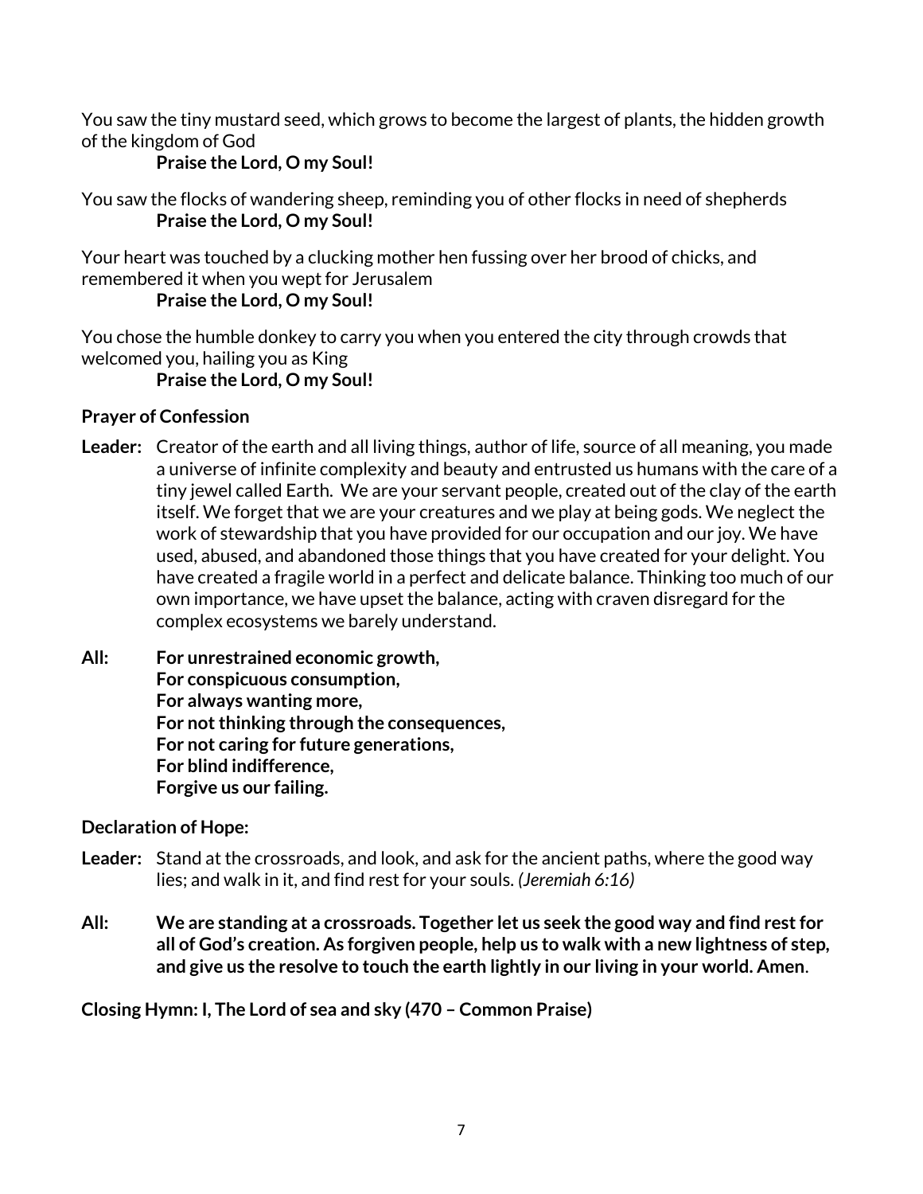You saw the tiny mustard seed, which grows to become the largest of plants, the hidden growth of the kingdom of God

**Praise the Lord, O my Soul!**

You saw the flocks of wandering sheep, reminding you of other flocks in need of shepherds

**Praise the Lord, O my Soul!**

Your heart was touched by a clucking mother hen fussing over her brood of chicks, and remembered it when you wept for Jerusalem

**Praise the Lord, O my Soul!**

You chose the humble donkey to carry you when you entered the city through crowds that welcomed you, hailing you as King

**Praise the Lord, O my Soul!**

**Prayer of Confession**

**Leader:** Creator of the earth and all living things, author of life, source of all meaning, you made a universe of infinite complexity and beauty and entrusted us humans with the care of a tiny jewel called Earth. We are your servant people, created out of the clay of the earth itself. We forget that we are your creatures and we play at being gods. We neglect the work of stewardship that you have provided for our occupation and our joy. We have used, abused, and abandoned those things that you have created for your delight. You have created a fragile world in a perfect and delicate balance. Thinking too much of our own importance, we have upset the balance, acting with craven disregard for the complex ecosystems we barely understand.

**All: For unrestrained economic growth,**
**For conspicuous consumption,**
**For always wanting more,**
**For not thinking through the consequences,**
**For not caring for future generations,**
**For blind indifference,**
**Forgive us our failing.**

**Declaration of Hope:**

**Leader:** Stand at the crossroads, and look, and ask for the ancient paths, where the good way lies; and walk in it, and find rest for your souls. *(Jeremiah 6:16)*

**All: We are standing at a crossroads. Together let us seek the good way and find rest for all of God's creation. As forgiven people, help us to walk with a new lightness of step, and give us the resolve to touch the earth lightly in our living in your world. Amen**.

**Closing Hymn: I, The Lord of sea and sky (470 – Common Praise)**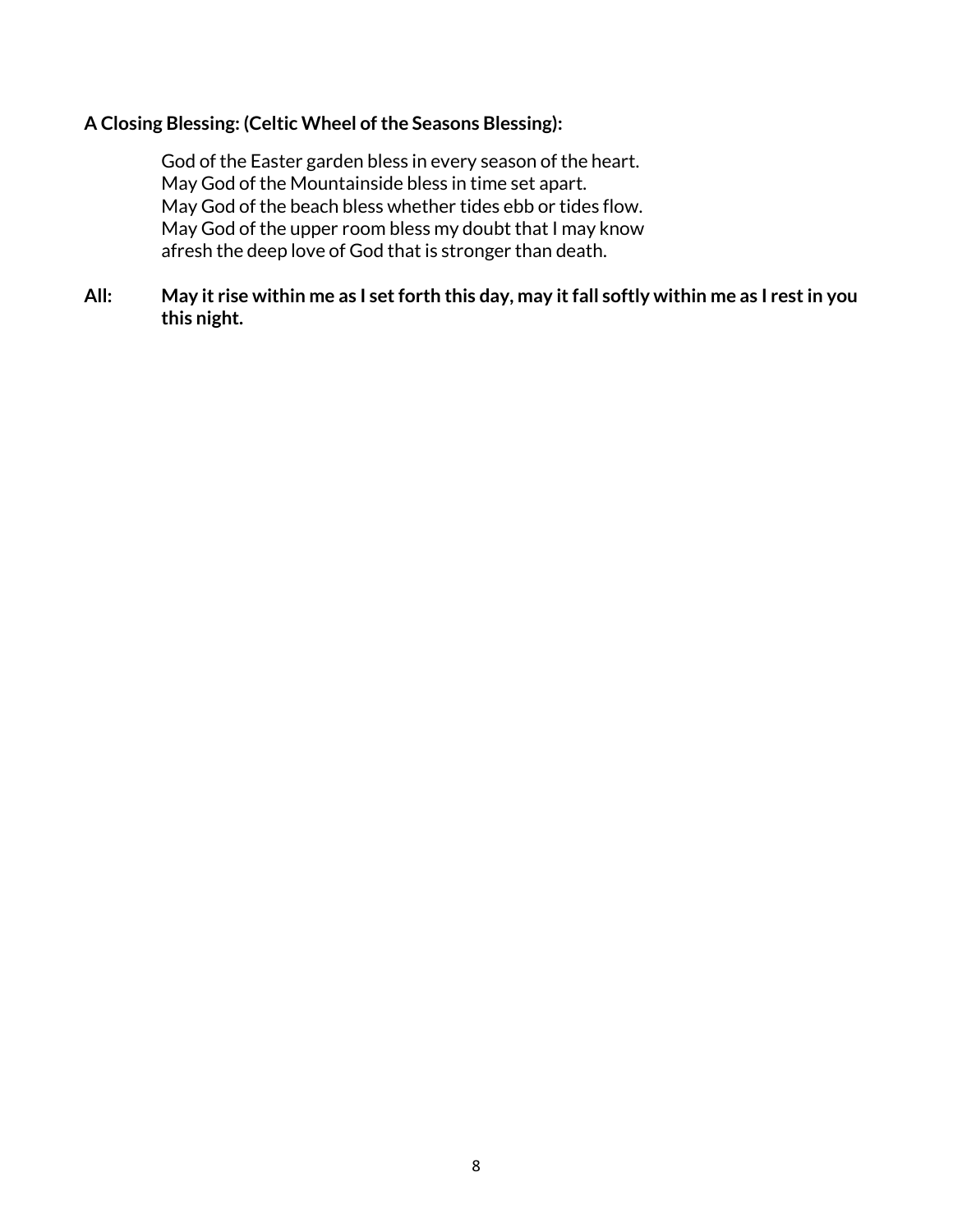**A Closing Blessing: (Celtic Wheel of the Seasons Blessing):**

God of the Easter garden bless in every season of the heart.
May God of the Mountainside bless in time set apart.
May God of the beach bless whether tides ebb or tides flow.
May God of the upper room bless my doubt that I may know
afresh the deep love of God that is stronger than death.

**All: May it rise within me as I set forth this day, may it fall softly within me as I rest in you this night.**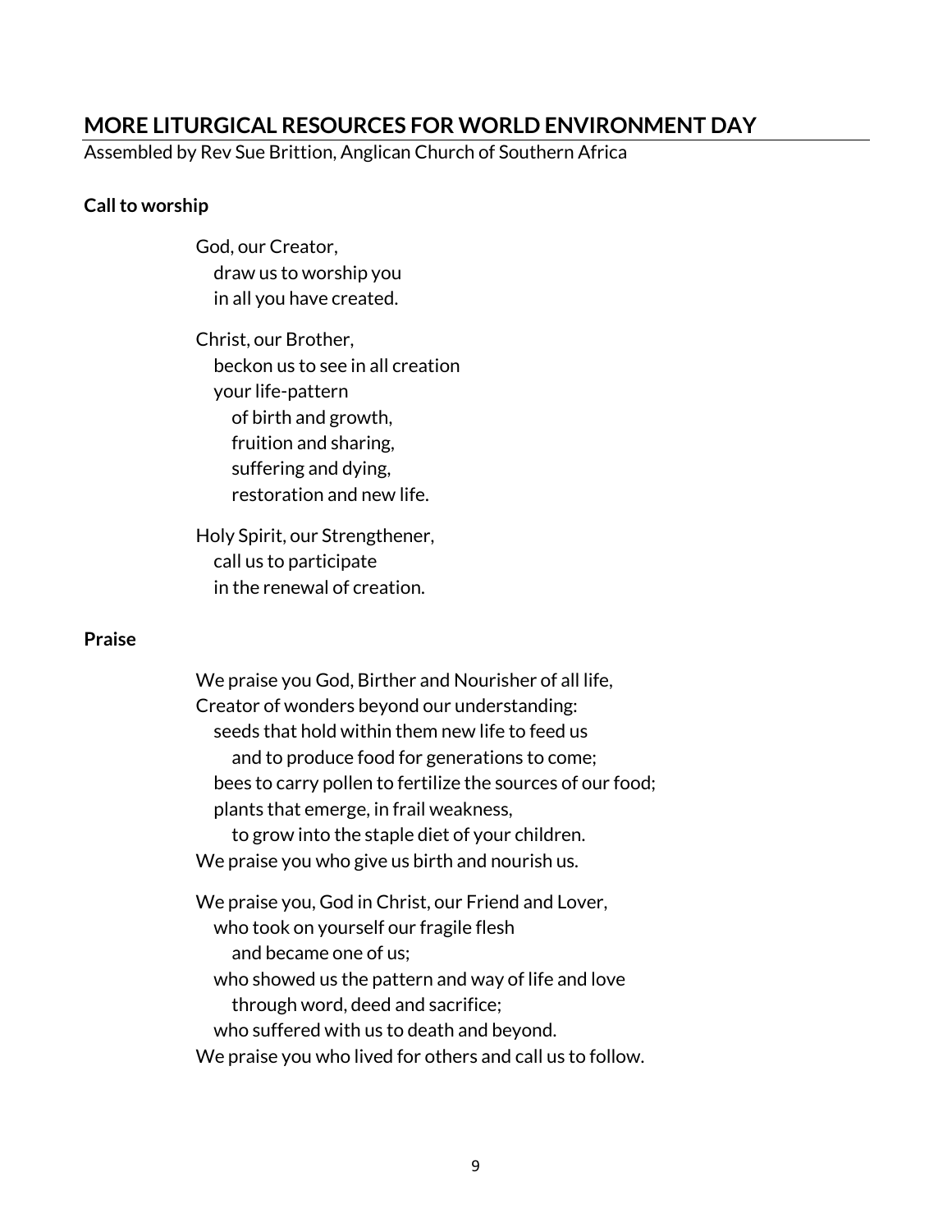## MORE LITURGICAL RESOURCES FOR WORLD ENVIRONMENT DAY

Assembled by Rev Sue Brittion, Anglican Church of Southern Africa

**Call to worship**

God, our Creator,  
   draw us to worship you  
   in all you have created.

Christ, our Brother,  
   beckon us to see in all creation  
   your life-pattern  
      of birth and growth,  
      fruition and sharing,  
      suffering and dying,  
      restoration and new life.

Holy Spirit, our Strengthener,  
   call us to participate  
   in the renewal of creation.

**Praise**

We praise you God, Birther and Nourisher of all life,  
Creator of wonders beyond our understanding:  
   seeds that hold within them new life to feed us  
      and to produce food for generations to come;  
   bees to carry pollen to fertilize the sources of our food;  
   plants that emerge, in frail weakness,  
      to grow into the staple diet of your children.  
We praise you who give us birth and nourish us.

We praise you, God in Christ, our Friend and Lover,  
   who took on yourself our fragile flesh  
      and became one of us;  
   who showed us the pattern and way of life and love  
      through word, deed and sacrifice;  
   who suffered with us to death and beyond.  
We praise you who lived for others and call us to follow.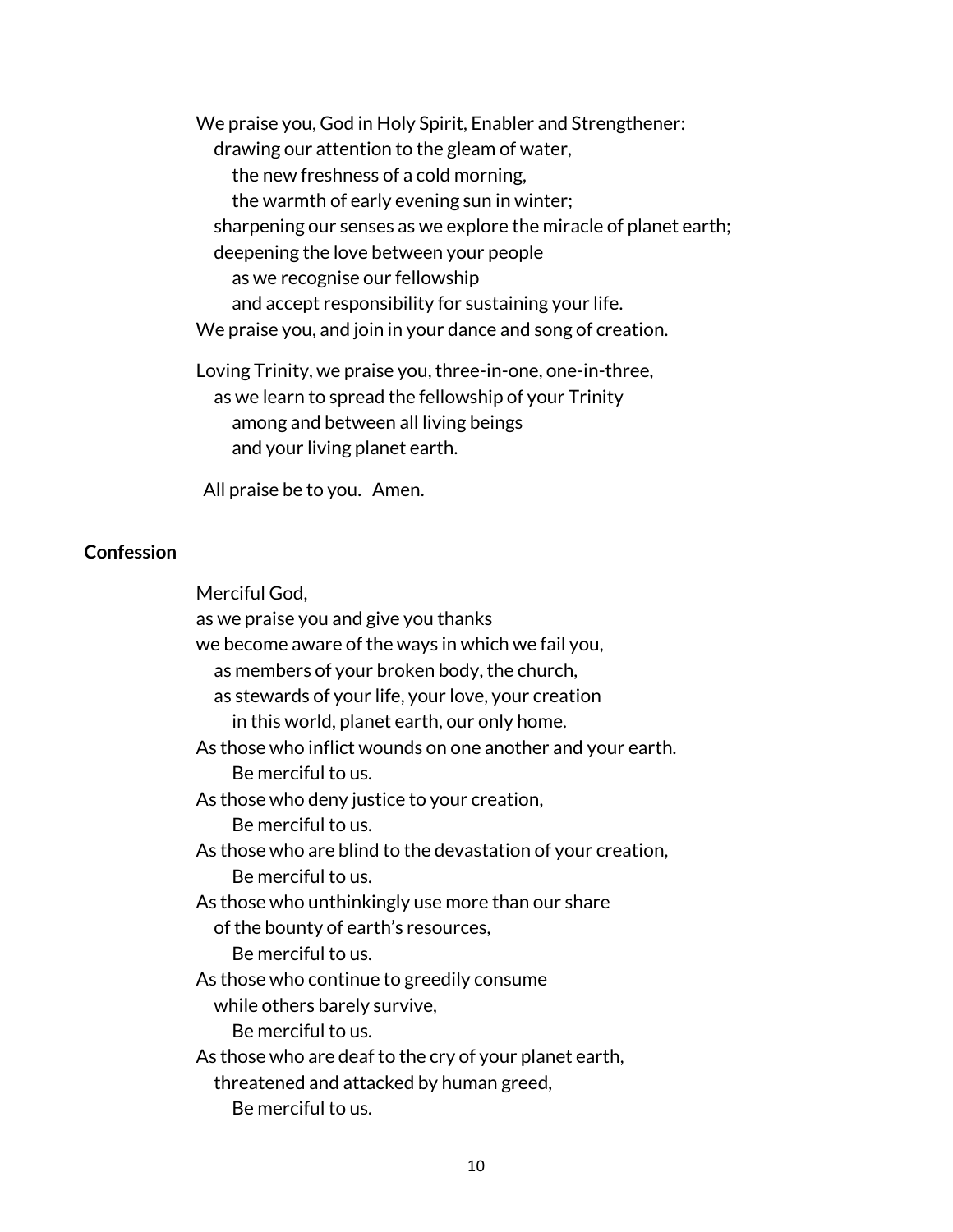We praise you, God in Holy Spirit, Enabler and Strengthener:  
  drawing our attention to the gleam of water,  
    the new freshness of a cold morning,  
    the warmth of early evening sun in winter;  
  sharpening our senses as we explore the miracle of planet earth;  
  deepening the love between your people  
    as we recognise our fellowship  
    and accept responsibility for sustaining your life.  
We praise you, and join in your dance and song of creation.

Loving Trinity, we praise you, three-in-one, one-in-three,  
  as we learn to spread the fellowship of your Trinity  
    among and between all living beings  
    and your living planet earth.

All praise be to you. Amen.

**Confession**

Merciful God,  
as we praise you and give you thanks  
we become aware of the ways in which we fail you,  
  as members of your broken body, the church,  
  as stewards of your life, your love, your creation  
    in this world, planet earth, our only home.  
As those who inflict wounds on one another and your earth.  
    Be merciful to us.  
As those who deny justice to your creation,  
    Be merciful to us.  
As those who are blind to the devastation of your creation,  
    Be merciful to us.  
As those who unthinkingly use more than our share  
  of the bounty of earth's resources,  
    Be merciful to us.  
As those who continue to greedily consume  
  while others barely survive,  
    Be merciful to us.  
As those who are deaf to the cry of your planet earth,  
  threatened and attacked by human greed,  
    Be merciful to us.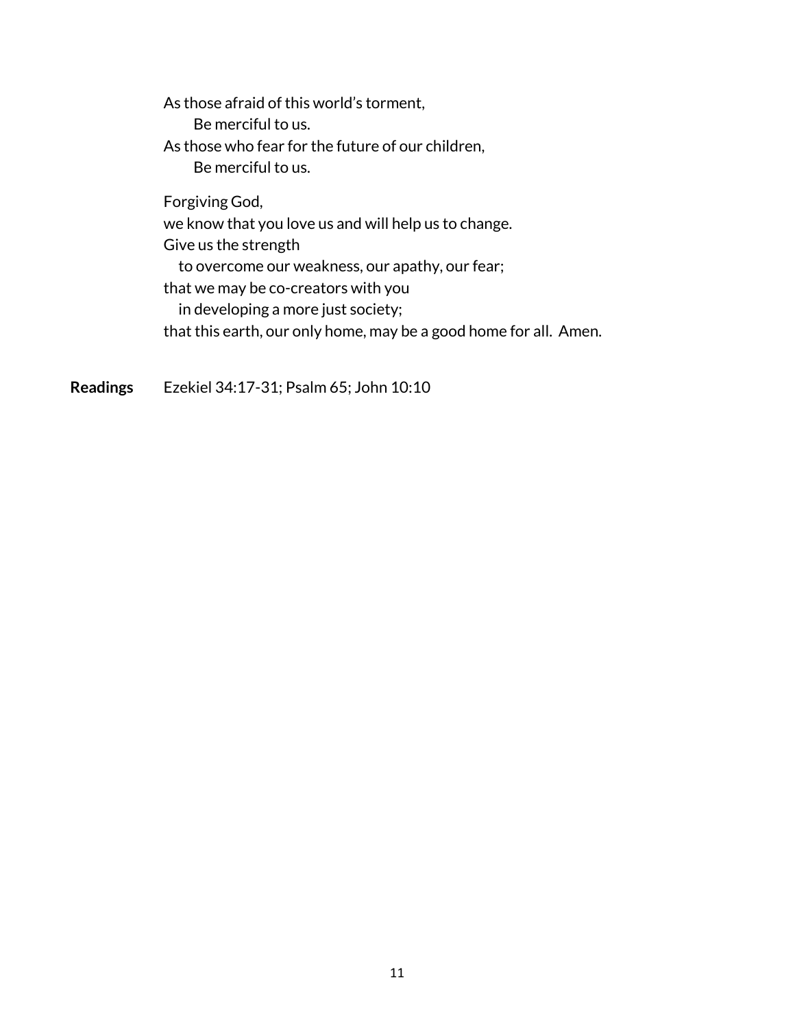As those afraid of this world's torment,
    Be merciful to us.
As those who fear for the future of our children,
    Be merciful to us.

Forgiving God,
we know that you love us and will help us to change.
Give us the strength
  to overcome our weakness, our apathy, our fear;
that we may be co-creators with you
  in developing a more just society;
that this earth, our only home, may be a good home for all. Amen.

**Readings** Ezekiel 34:17-31; Psalm 65; John 10:10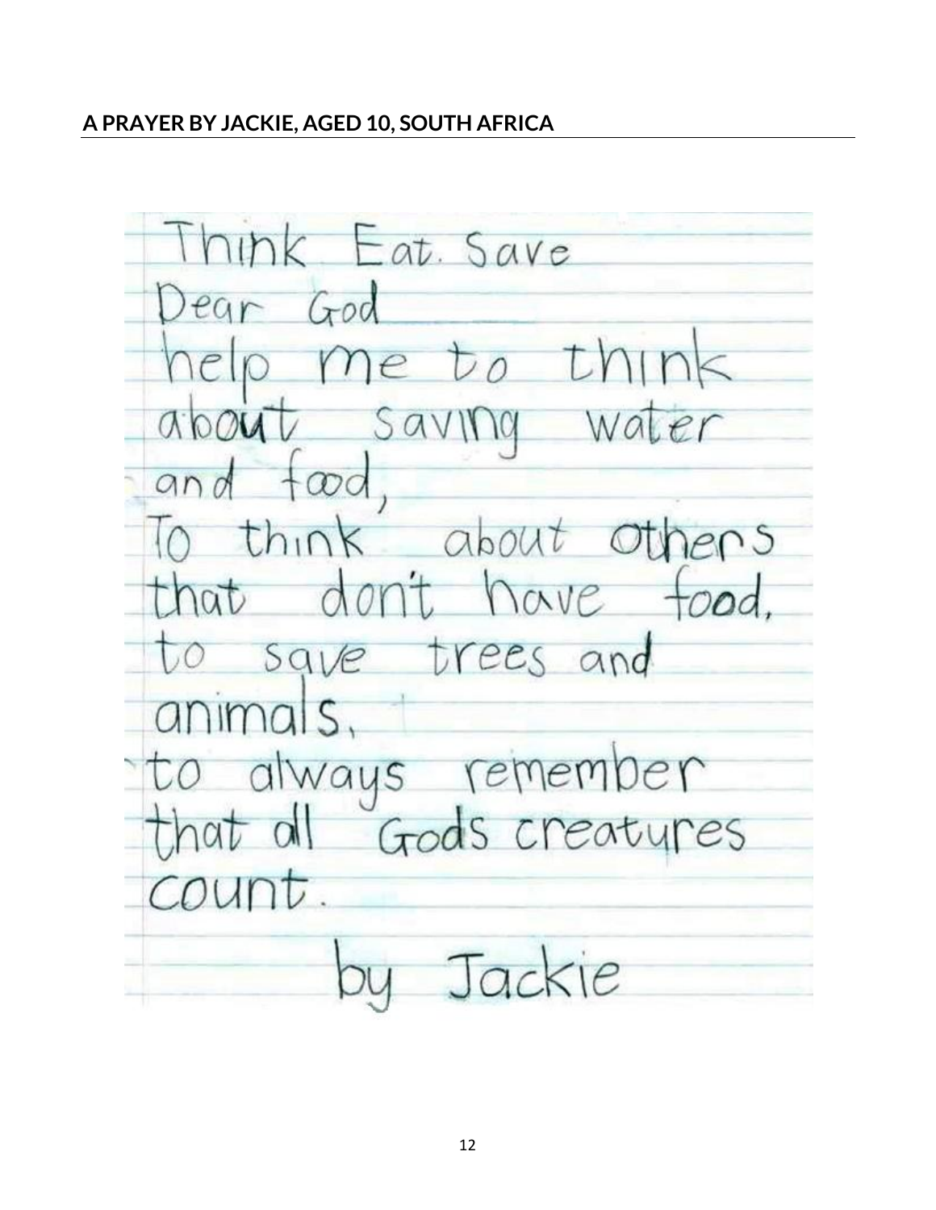## A PRAYER BY JACKIE, AGED 10, SOUTH AFRICA

Think Eat. Save

Dear God
help me to think
about saving water
and food,
To think about others
that don't have food,
to save trees and
animals,
to always remember
that all Gods creatures
count.

by Jackie